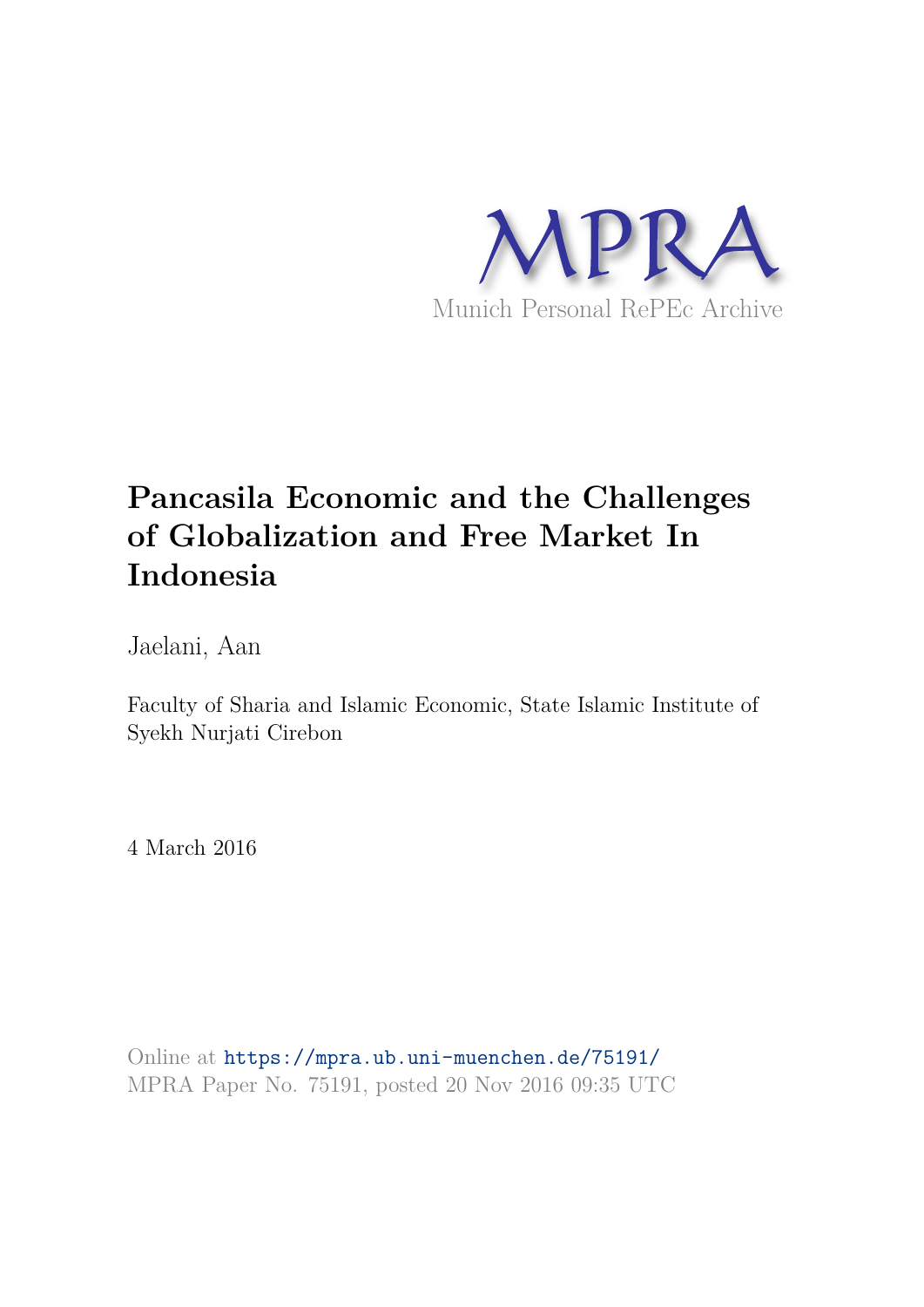MPRA

Munich Personal RePEc Archive

# Pancasila Economic and the Challenges of Globalization and Free Market In Indonesia

Jaelani, Aan

Faculty of Sharia and Islamic Economic, State Islamic Institute of Syekh Nurjati Cirebon

4 March 2016

Online at https://mpra.ub.uni-muenchen.de/75191/
MPRA Paper No. 75191, posted 20 Nov 2016 09:35 UTC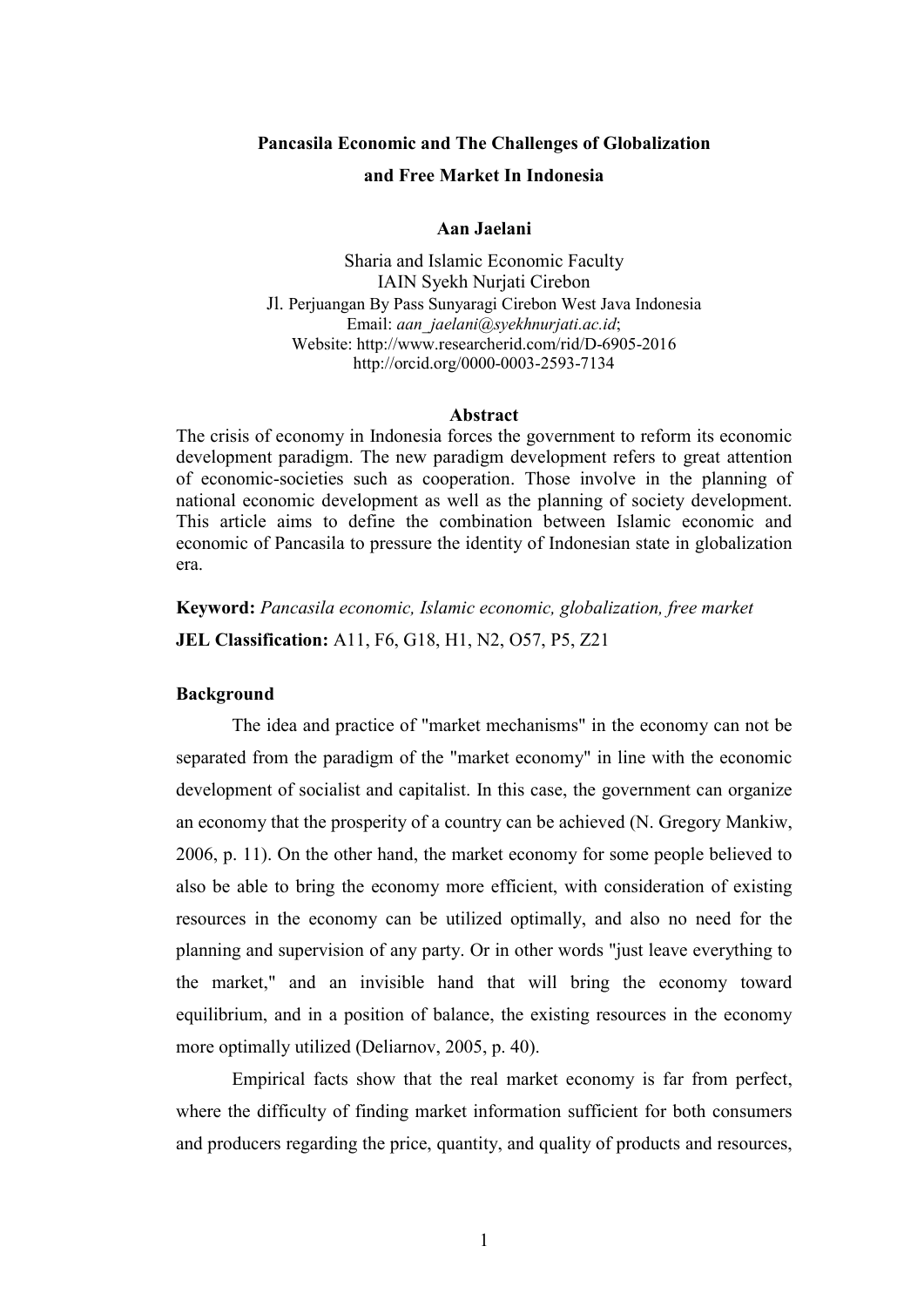# Pancasila Economic and The Challenges of Globalization and Free Market In Indonesia

**Aan Jaelani**

Sharia and Islamic Economic Faculty
IAIN Syekh Nurjati Cirebon
Jl. Perjuangan By Pass Sunyaragi Cirebon West Java Indonesia
Email: *aan_jaelani@syekhnurjati.ac.id*;
Website: http://www.researcherid.com/rid/D-6905-2016
http://orcid.org/0000-0003-2593-7134

## Abstract

The crisis of economy in Indonesia forces the government to reform its economic development paradigm. The new paradigm development refers to great attention of economic-societies such as cooperation. Those involve in the planning of national economic development as well as the planning of society development. This article aims to define the combination between Islamic economic and economic of Pancasila to pressure the identity of Indonesian state in globalization era.

**Keyword:** *Pancasila economic, Islamic economic, globalization, free market*

**JEL Classification:** A11, F6, G18, H1, N2, O57, P5, Z21

## Background

The idea and practice of "market mechanisms" in the economy can not be separated from the paradigm of the "market economy" in line with the economic development of socialist and capitalist. In this case, the government can organize an economy that the prosperity of a country can be achieved (N. Gregory Mankiw, 2006, p. 11). On the other hand, the market economy for some people believed to also be able to bring the economy more efficient, with consideration of existing resources in the economy can be utilized optimally, and also no need for the planning and supervision of any party. Or in other words "just leave everything to the market," and an invisible hand that will bring the economy toward equilibrium, and in a position of balance, the existing resources in the economy more optimally utilized (Deliarnov, 2005, p. 40).

Empirical facts show that the real market economy is far from perfect, where the difficulty of finding market information sufficient for both consumers and producers regarding the price, quantity, and quality of products and resources,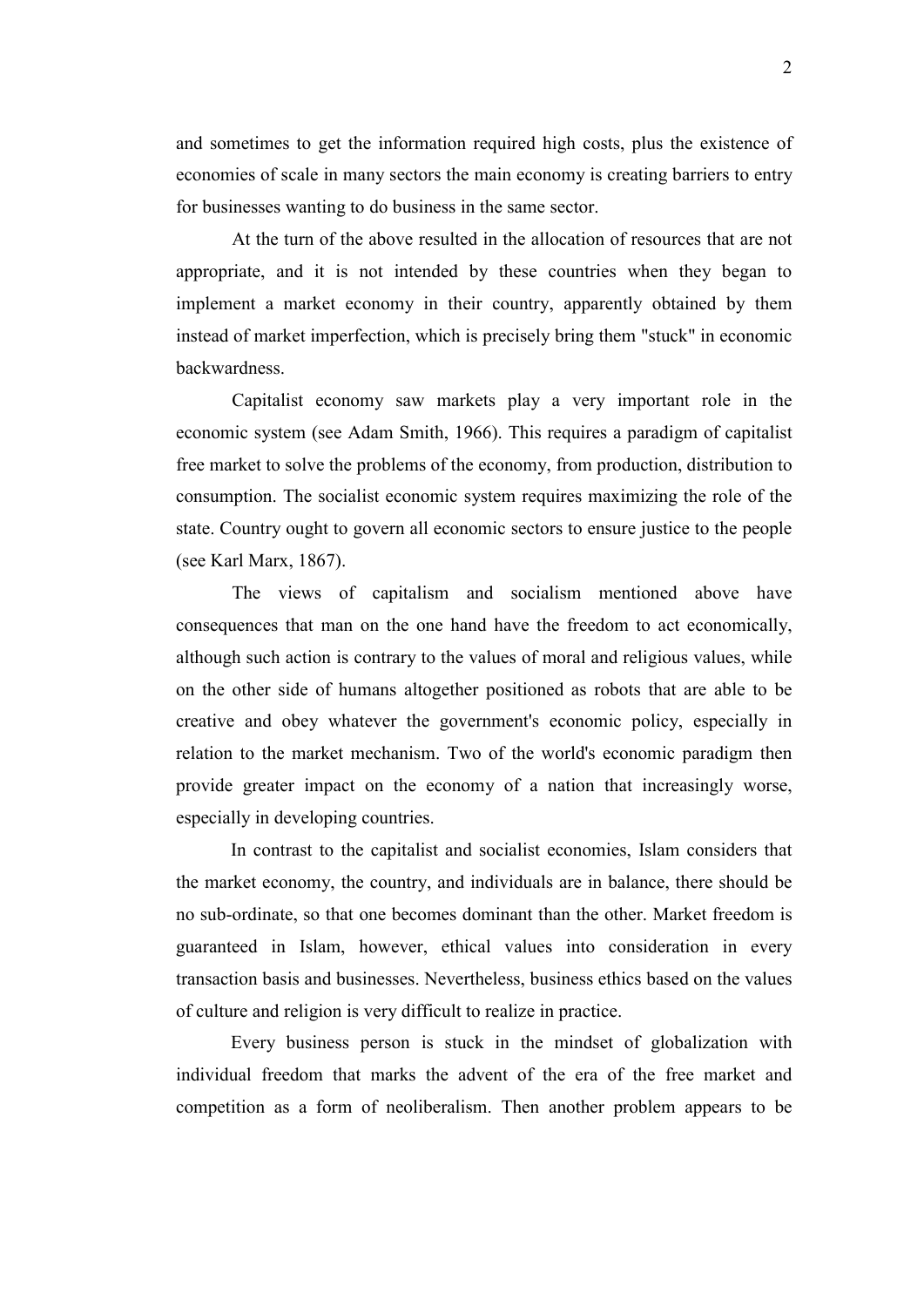and sometimes to get the information required high costs, plus the existence of economies of scale in many sectors the main economy is creating barriers to entry for businesses wanting to do business in the same sector.

At the turn of the above resulted in the allocation of resources that are not appropriate, and it is not intended by these countries when they began to implement a market economy in their country, apparently obtained by them instead of market imperfection, which is precisely bring them "stuck" in economic backwardness.

Capitalist economy saw markets play a very important role in the economic system (see Adam Smith, 1966). This requires a paradigm of capitalist free market to solve the problems of the economy, from production, distribution to consumption. The socialist economic system requires maximizing the role of the state. Country ought to govern all economic sectors to ensure justice to the people (see Karl Marx, 1867).

The views of capitalism and socialism mentioned above have consequences that man on the one hand have the freedom to act economically, although such action is contrary to the values of moral and religious values, while on the other side of humans altogether positioned as robots that are able to be creative and obey whatever the government's economic policy, especially in relation to the market mechanism. Two of the world's economic paradigm then provide greater impact on the economy of a nation that increasingly worse, especially in developing countries.

In contrast to the capitalist and socialist economies, Islam considers that the market economy, the country, and individuals are in balance, there should be no sub-ordinate, so that one becomes dominant than the other. Market freedom is guaranteed in Islam, however, ethical values into consideration in every transaction basis and businesses. Nevertheless, business ethics based on the values of culture and religion is very difficult to realize in practice.

Every business person is stuck in the mindset of globalization with individual freedom that marks the advent of the era of the free market and competition as a form of neoliberalism. Then another problem appears to be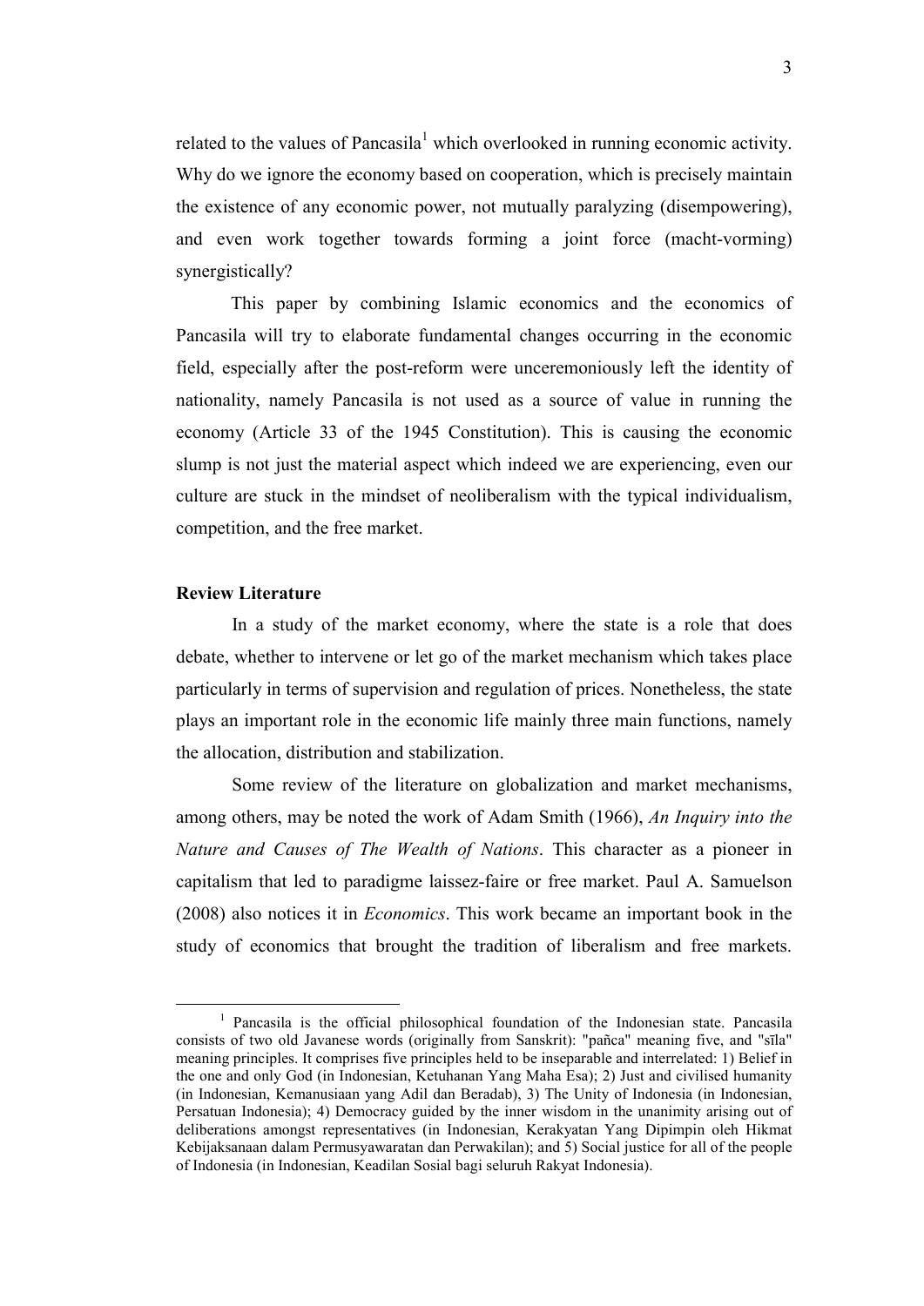related to the values of Pancasila[1] which overlooked in running economic activity. Why do we ignore the economy based on cooperation, which is precisely maintain the existence of any economic power, not mutually paralyzing (disempowering), and even work together towards forming a joint force (macht-vorming) synergistically?

This paper by combining Islamic economics and the economics of Pancasila will try to elaborate fundamental changes occurring in the economic field, especially after the post-reform were unceremoniously left the identity of nationality, namely Pancasila is not used as a source of value in running the economy (Article 33 of the 1945 Constitution). This is causing the economic slump is not just the material aspect which indeed we are experiencing, even our culture are stuck in the mindset of neoliberalism with the typical individualism, competition, and the free market.

**Review Literature**

In a study of the market economy, where the state is a role that does debate, whether to intervene or let go of the market mechanism which takes place particularly in terms of supervision and regulation of prices. Nonetheless, the state plays an important role in the economic life mainly three main functions, namely the allocation, distribution and stabilization.

Some review of the literature on globalization and market mechanisms, among others, may be noted the work of Adam Smith (1966), *An Inquiry into the Nature and Causes of The Wealth of Nations*. This character as a pioneer in capitalism that led to paradigme laissez-faire or free market. Paul A. Samuelson (2008) also notices it in *Economics*. This work became an important book in the study of economics that brought the tradition of liberalism and free markets.

---

[1] Pancasila is the official philosophical foundation of the Indonesian state. Pancasila consists of two old Javanese words (originally from Sanskrit): "pañca" meaning five, and "sīla" meaning principles. It comprises five principles held to be inseparable and interrelated: 1) Belief in the one and only God (in Indonesian, Ketuhanan Yang Maha Esa); 2) Just and civilised humanity (in Indonesian, Kemanusiaan yang Adil dan Beradab), 3) The Unity of Indonesia (in Indonesian, Persatuan Indonesia); 4) Democracy guided by the inner wisdom in the unanimity arising out of deliberations amongst representatives (in Indonesian, Kerakyatan Yang Dipimpin oleh Hikmat Kebijaksanaan dalam Permusyawaratan dan Perwakilan); and 5) Social justice for all of the people of Indonesia (in Indonesian, Keadilan Sosial bagi seluruh Rakyat Indonesia).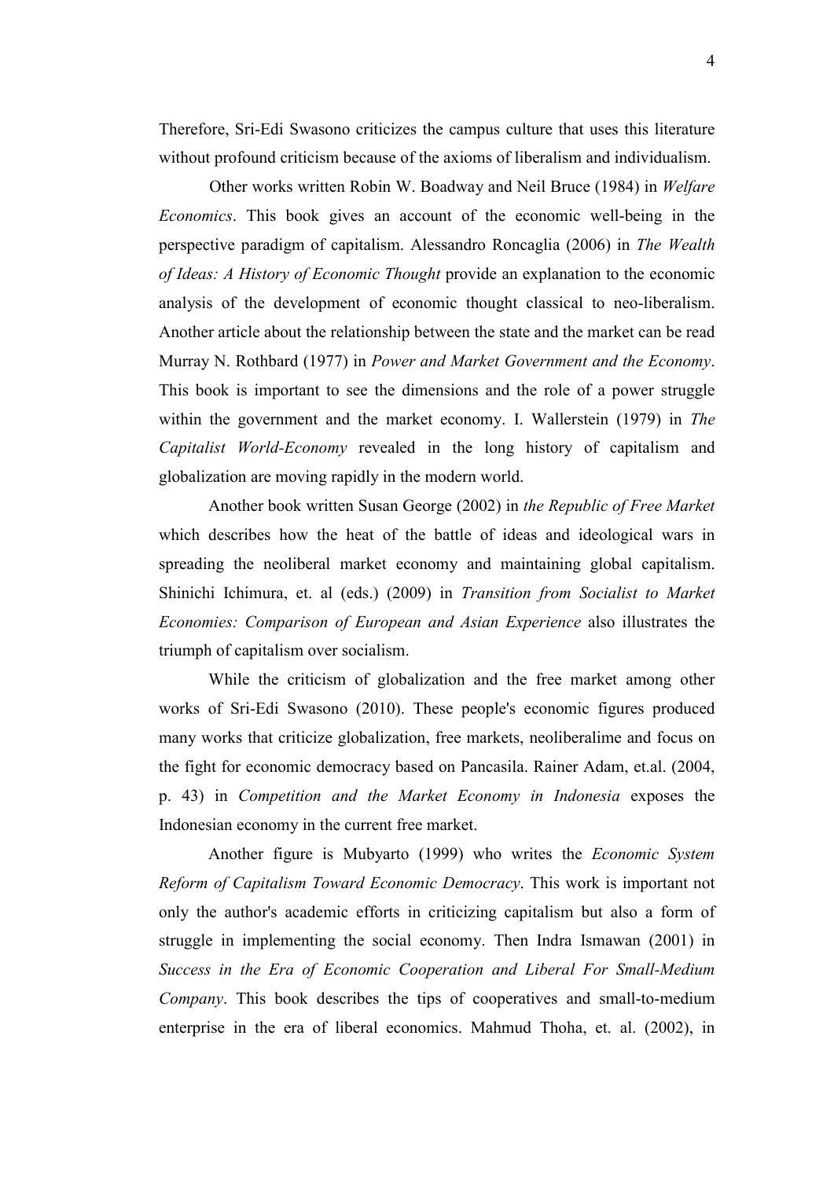Therefore, Sri-Edi Swasono criticizes the campus culture that uses this literature without profound criticism because of the axioms of liberalism and individualism.

Other works written Robin W. Boadway and Neil Bruce (1984) in *Welfare Economics*. This book gives an account of the economic well-being in the perspective paradigm of capitalism. Alessandro Roncaglia (2006) in *The Wealth of Ideas: A History of Economic Thought* provide an explanation to the economic analysis of the development of economic thought classical to neo-liberalism. Another article about the relationship between the state and the market can be read Murray N. Rothbard (1977) in *Power and Market Government and the Economy*. This book is important to see the dimensions and the role of a power struggle within the government and the market economy. I. Wallerstein (1979) in *The Capitalist World-Economy* revealed in the long history of capitalism and globalization are moving rapidly in the modern world.

Another book written Susan George (2002) in *the Republic of Free Market* which describes how the heat of the battle of ideas and ideological wars in spreading the neoliberal market economy and maintaining global capitalism. Shinichi Ichimura, et. al (eds.) (2009) in *Transition from Socialist to Market Economies: Comparison of European and Asian Experience* also illustrates the triumph of capitalism over socialism.

While the criticism of globalization and the free market among other works of Sri-Edi Swasono (2010). These people's economic figures produced many works that criticize globalization, free markets, neoliberalime and focus on the fight for economic democracy based on Pancasila. Rainer Adam, et.al. (2004, p. 43) in *Competition and the Market Economy in Indonesia* exposes the Indonesian economy in the current free market.

Another figure is Mubyarto (1999) who writes the *Economic System Reform of Capitalism Toward Economic Democracy*. This work is important not only the author's academic efforts in criticizing capitalism but also a form of struggle in implementing the social economy. Then Indra Ismawan (2001) in *Success in the Era of Economic Cooperation and Liberal For Small-Medium Company*. This book describes the tips of cooperatives and small-to-medium enterprise in the era of liberal economics. Mahmud Thoha, et. al. (2002), in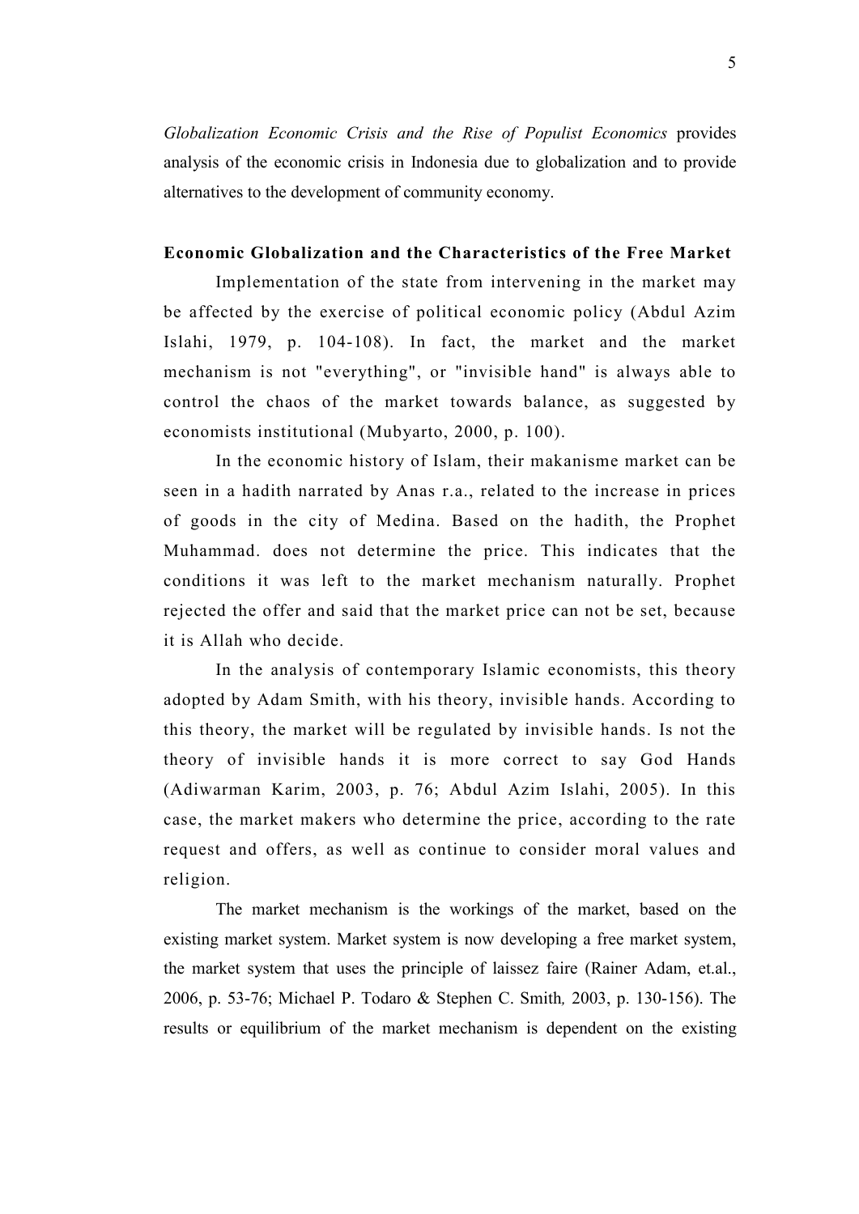*Globalization Economic Crisis and the Rise of Populist Economics* provides analysis of the economic crisis in Indonesia due to globalization and to provide alternatives to the development of community economy.

## Economic Globalization and the Characteristics of the Free Market

Implementation of the state from intervening in the market may be affected by the exercise of political economic policy (Abdul Azim Islahi, 1979, p. 104-108). In fact, the market and the market mechanism is not "everything", or "invisible hand" is always able to control the chaos of the market towards balance, as suggested by economists institutional (Mubyarto, 2000, p. 100).

In the economic history of Islam, their makanisme market can be seen in a hadith narrated by Anas r.a., related to the increase in prices of goods in the city of Medina. Based on the hadith, the Prophet Muhammad. does not determine the price. This indicates that the conditions it was left to the market mechanism naturally. Prophet rejected the offer and said that the market price can not be set, because it is Allah who decide.

In the analysis of contemporary Islamic economists, this theory adopted by Adam Smith, with his theory, invisible hands. According to this theory, the market will be regulated by invisible hands. Is not the theory of invisible hands it is more correct to say God Hands (Adiwarman Karim, 2003, p. 76; Abdul Azim Islahi, 2005). In this case, the market makers who determine the price, according to the rate request and offers, as well as continue to consider moral values and religion.

The market mechanism is the workings of the market, based on the existing market system. Market system is now developing a free market system, the market system that uses the principle of laissez faire (Rainer Adam, et.al., 2006, p. 53-76; Michael P. Todaro & Stephen C. Smith*,* 2003, p. 130-156). The results or equilibrium of the market mechanism is dependent on the existing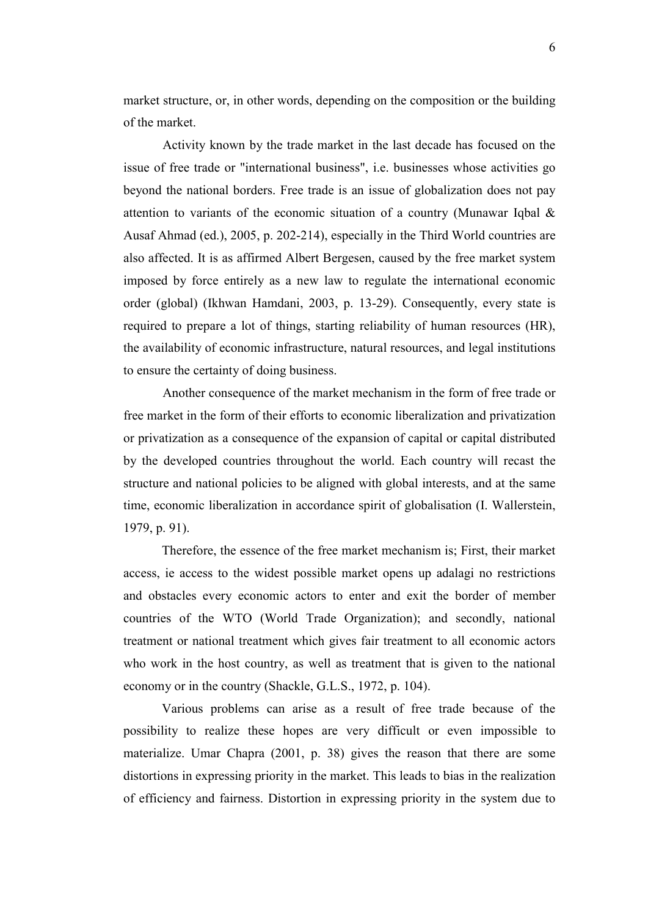market structure, or, in other words, depending on the composition or the building of the market.

Activity known by the trade market in the last decade has focused on the issue of free trade or "international business", i.e. businesses whose activities go beyond the national borders. Free trade is an issue of globalization does not pay attention to variants of the economic situation of a country (Munawar Iqbal & Ausaf Ahmad (ed.), 2005, p. 202-214), especially in the Third World countries are also affected. It is as affirmed Albert Bergesen, caused by the free market system imposed by force entirely as a new law to regulate the international economic order (global) (Ikhwan Hamdani, 2003, p. 13-29). Consequently, every state is required to prepare a lot of things, starting reliability of human resources (HR), the availability of economic infrastructure, natural resources, and legal institutions to ensure the certainty of doing business.

Another consequence of the market mechanism in the form of free trade or free market in the form of their efforts to economic liberalization and privatization or privatization as a consequence of the expansion of capital or capital distributed by the developed countries throughout the world. Each country will recast the structure and national policies to be aligned with global interests, and at the same time, economic liberalization in accordance spirit of globalisation (I. Wallerstein, 1979, p. 91).

Therefore, the essence of the free market mechanism is; First, their market access, ie access to the widest possible market opens up adalagi no restrictions and obstacles every economic actors to enter and exit the border of member countries of the WTO (World Trade Organization); and secondly, national treatment or national treatment which gives fair treatment to all economic actors who work in the host country, as well as treatment that is given to the national economy or in the country (Shackle, G.L.S., 1972, p. 104).

Various problems can arise as a result of free trade because of the possibility to realize these hopes are very difficult or even impossible to materialize. Umar Chapra (2001, p. 38) gives the reason that there are some distortions in expressing priority in the market. This leads to bias in the realization of efficiency and fairness. Distortion in expressing priority in the system due to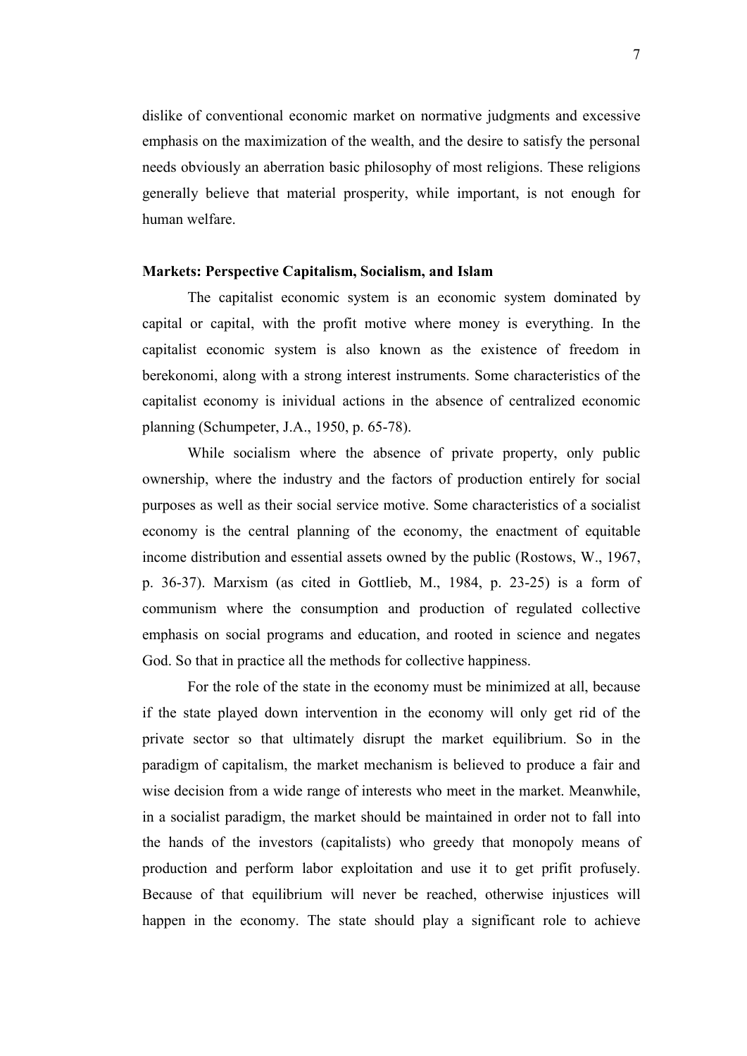dislike of conventional economic market on normative judgments and excessive emphasis on the maximization of the wealth, and the desire to satisfy the personal needs obviously an aberration basic philosophy of most religions. These religions generally believe that material prosperity, while important, is not enough for human welfare.

**Markets: Perspective Capitalism, Socialism, and Islam**

The capitalist economic system is an economic system dominated by capital or capital, with the profit motive where money is everything. In the capitalist economic system is also known as the existence of freedom in berekonomi, along with a strong interest instruments. Some characteristics of the capitalist economy is inividual actions in the absence of centralized economic planning (Schumpeter, J.A., 1950, p. 65-78).

While socialism where the absence of private property, only public ownership, where the industry and the factors of production entirely for social purposes as well as their social service motive. Some characteristics of a socialist economy is the central planning of the economy, the enactment of equitable income distribution and essential assets owned by the public (Rostows, W., 1967, p. 36-37). Marxism (as cited in Gottlieb, M., 1984, p. 23-25) is a form of communism where the consumption and production of regulated collective emphasis on social programs and education, and rooted in science and negates God. So that in practice all the methods for collective happiness.

For the role of the state in the economy must be minimized at all, because if the state played down intervention in the economy will only get rid of the private sector so that ultimately disrupt the market equilibrium. So in the paradigm of capitalism, the market mechanism is believed to produce a fair and wise decision from a wide range of interests who meet in the market. Meanwhile, in a socialist paradigm, the market should be maintained in order not to fall into the hands of the investors (capitalists) who greedy that monopoly means of production and perform labor exploitation and use it to get prifit profusely. Because of that equilibrium will never be reached, otherwise injustices will happen in the economy. The state should play a significant role to achieve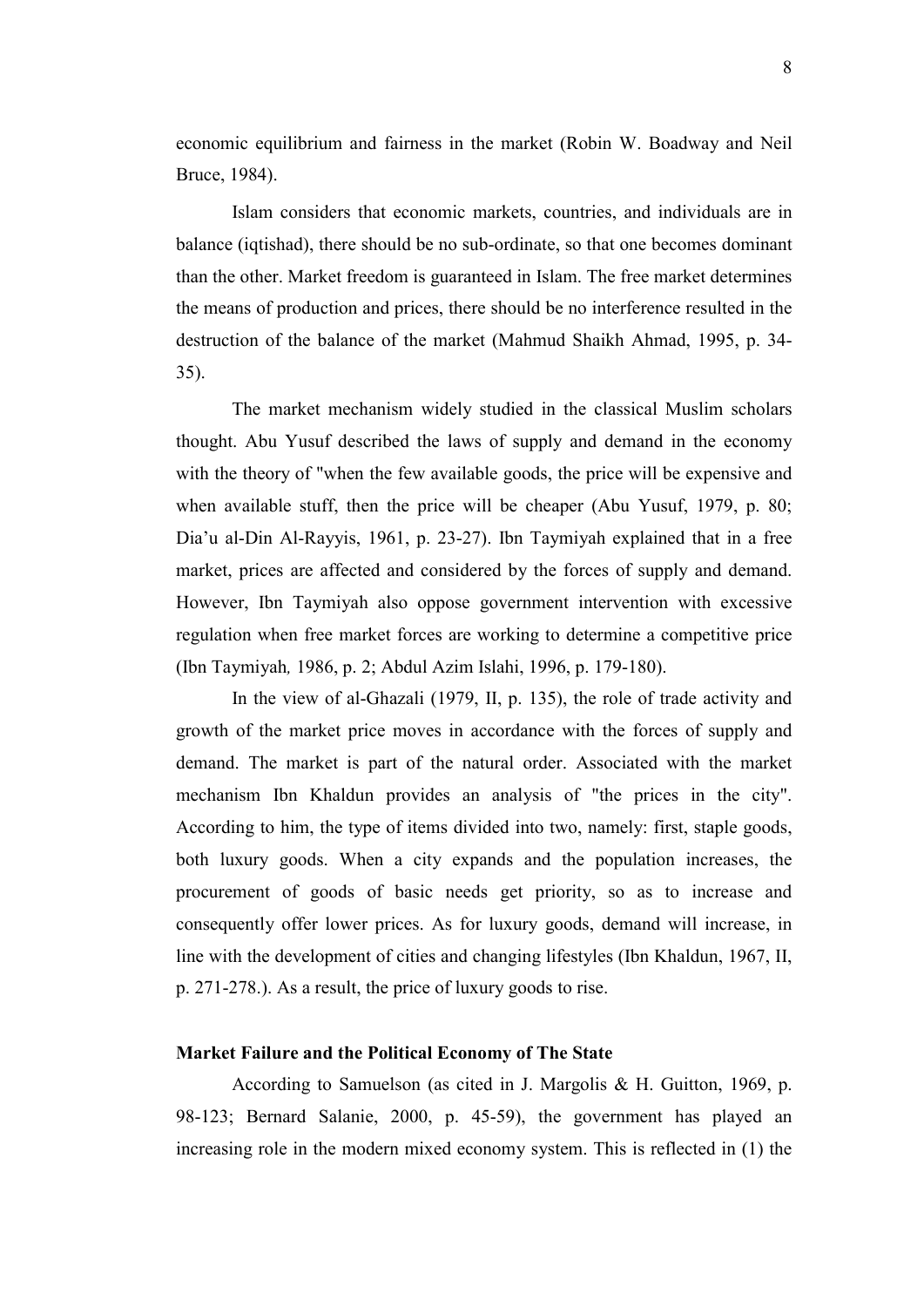economic equilibrium and fairness in the market (Robin W. Boadway and Neil Bruce, 1984).

Islam considers that economic markets, countries, and individuals are in balance (iqtishad), there should be no sub-ordinate, so that one becomes dominant than the other. Market freedom is guaranteed in Islam. The free market determines the means of production and prices, there should be no interference resulted in the destruction of the balance of the market (Mahmud Shaikh Ahmad, 1995, p. 34-35).

The market mechanism widely studied in the classical Muslim scholars thought. Abu Yusuf described the laws of supply and demand in the economy with the theory of "when the few available goods, the price will be expensive and when available stuff, then the price will be cheaper (Abu Yusuf, 1979, p. 80; Dia'u al-Din Al-Rayyis, 1961, p. 23-27). Ibn Taymiyah explained that in a free market, prices are affected and considered by the forces of supply and demand. However, Ibn Taymiyah also oppose government intervention with excessive regulation when free market forces are working to determine a competitive price (Ibn Taymiyah*,* 1986, p. 2; Abdul Azim Islahi, 1996, p. 179-180).

In the view of al-Ghazali (1979, II, p. 135), the role of trade activity and growth of the market price moves in accordance with the forces of supply and demand. The market is part of the natural order. Associated with the market mechanism Ibn Khaldun provides an analysis of "the prices in the city". According to him, the type of items divided into two, namely: first, staple goods, both luxury goods. When a city expands and the population increases, the procurement of goods of basic needs get priority, so as to increase and consequently offer lower prices. As for luxury goods, demand will increase, in line with the development of cities and changing lifestyles (Ibn Khaldun, 1967, II, p. 271-278.). As a result, the price of luxury goods to rise.

**Market Failure and the Political Economy of The State**

According to Samuelson (as cited in J. Margolis & H. Guitton, 1969, p. 98-123; Bernard Salanie, 2000, p. 45-59), the government has played an increasing role in the modern mixed economy system. This is reflected in (1) the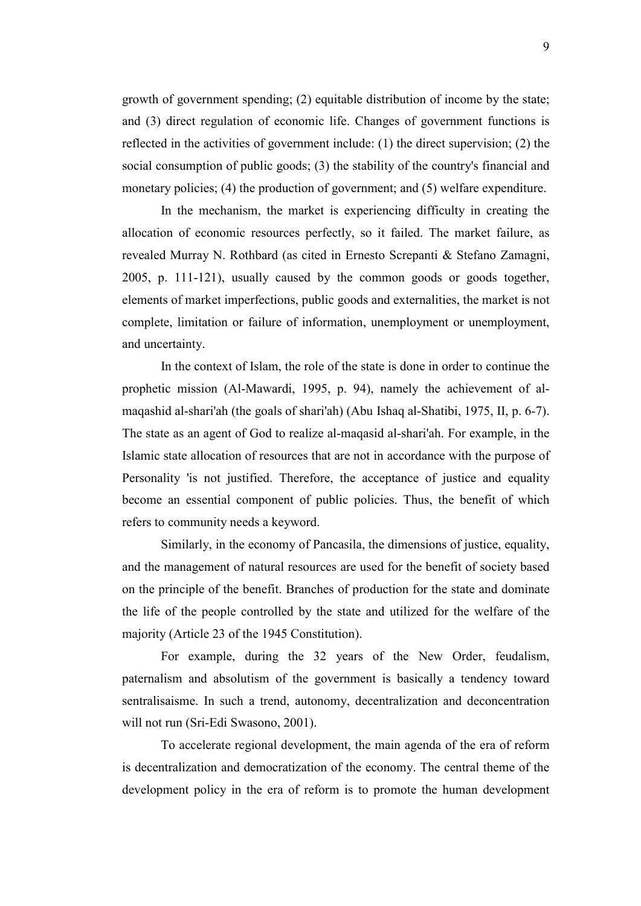growth of government spending; (2) equitable distribution of income by the state; and (3) direct regulation of economic life. Changes of government functions is reflected in the activities of government include: (1) the direct supervision; (2) the social consumption of public goods; (3) the stability of the country's financial and monetary policies; (4) the production of government; and (5) welfare expenditure.

In the mechanism, the market is experiencing difficulty in creating the allocation of economic resources perfectly, so it failed. The market failure, as revealed Murray N. Rothbard (as cited in Ernesto Screpanti & Stefano Zamagni, 2005, p. 111-121), usually caused by the common goods or goods together, elements of market imperfections, public goods and externalities, the market is not complete, limitation or failure of information, unemployment or unemployment, and uncertainty.

In the context of Islam, the role of the state is done in order to continue the prophetic mission (Al-Mawardi, 1995, p. 94), namely the achievement of al-maqashid al-shari'ah (the goals of shari'ah) (Abu Ishaq al-Shatibi, 1975, II, p. 6-7). The state as an agent of God to realize al-maqasid al-shari'ah. For example, in the Islamic state allocation of resources that are not in accordance with the purpose of Personality 'is not justified. Therefore, the acceptance of justice and equality become an essential component of public policies. Thus, the benefit of which refers to community needs a keyword.

Similarly, in the economy of Pancasila, the dimensions of justice, equality, and the management of natural resources are used for the benefit of society based on the principle of the benefit. Branches of production for the state and dominate the life of the people controlled by the state and utilized for the welfare of the majority (Article 23 of the 1945 Constitution).

For example, during the 32 years of the New Order, feudalism, paternalism and absolutism of the government is basically a tendency toward sentralisaisme. In such a trend, autonomy, decentralization and deconcentration will not run (Sri-Edi Swasono, 2001).

To accelerate regional development, the main agenda of the era of reform is decentralization and democratization of the economy. The central theme of the development policy in the era of reform is to promote the human development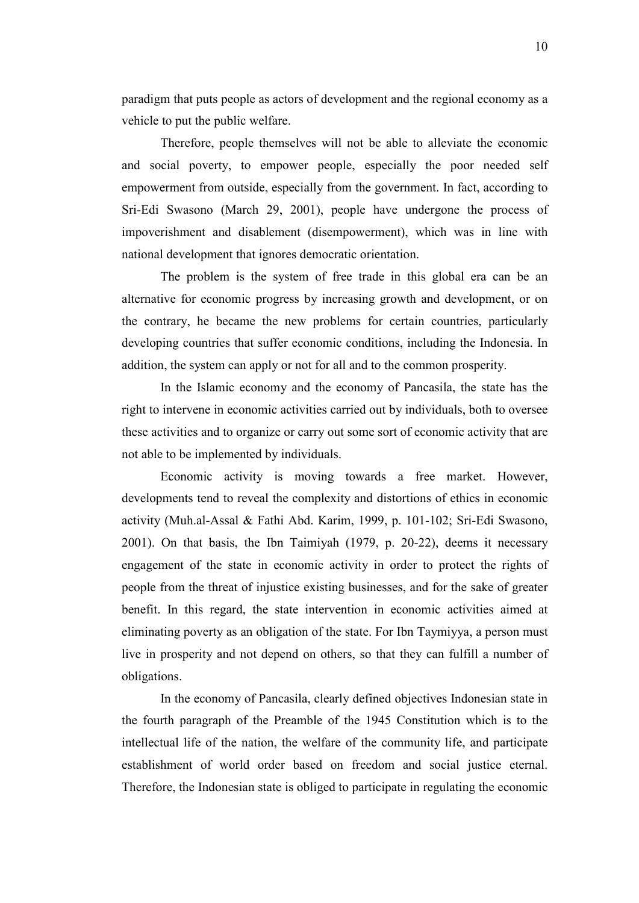paradigm that puts people as actors of development and the regional economy as a vehicle to put the public welfare.

Therefore, people themselves will not be able to alleviate the economic and social poverty, to empower people, especially the poor needed self empowerment from outside, especially from the government. In fact, according to Sri-Edi Swasono (March 29, 2001), people have undergone the process of impoverishment and disablement (disempowerment), which was in line with national development that ignores democratic orientation.

The problem is the system of free trade in this global era can be an alternative for economic progress by increasing growth and development, or on the contrary, he became the new problems for certain countries, particularly developing countries that suffer economic conditions, including the Indonesia. In addition, the system can apply or not for all and to the common prosperity.

In the Islamic economy and the economy of Pancasila, the state has the right to intervene in economic activities carried out by individuals, both to oversee these activities and to organize or carry out some sort of economic activity that are not able to be implemented by individuals.

Economic activity is moving towards a free market. However, developments tend to reveal the complexity and distortions of ethics in economic activity (Muh.al-Assal & Fathi Abd. Karim, 1999, p. 101-102; Sri-Edi Swasono, 2001). On that basis, the Ibn Taimiyah (1979, p. 20-22), deems it necessary engagement of the state in economic activity in order to protect the rights of people from the threat of injustice existing businesses, and for the sake of greater benefit. In this regard, the state intervention in economic activities aimed at eliminating poverty as an obligation of the state. For Ibn Taymiyya, a person must live in prosperity and not depend on others, so that they can fulfill a number of obligations.

In the economy of Pancasila, clearly defined objectives Indonesian state in the fourth paragraph of the Preamble of the 1945 Constitution which is to the intellectual life of the nation, the welfare of the community life, and participate establishment of world order based on freedom and social justice eternal. Therefore, the Indonesian state is obliged to participate in regulating the economic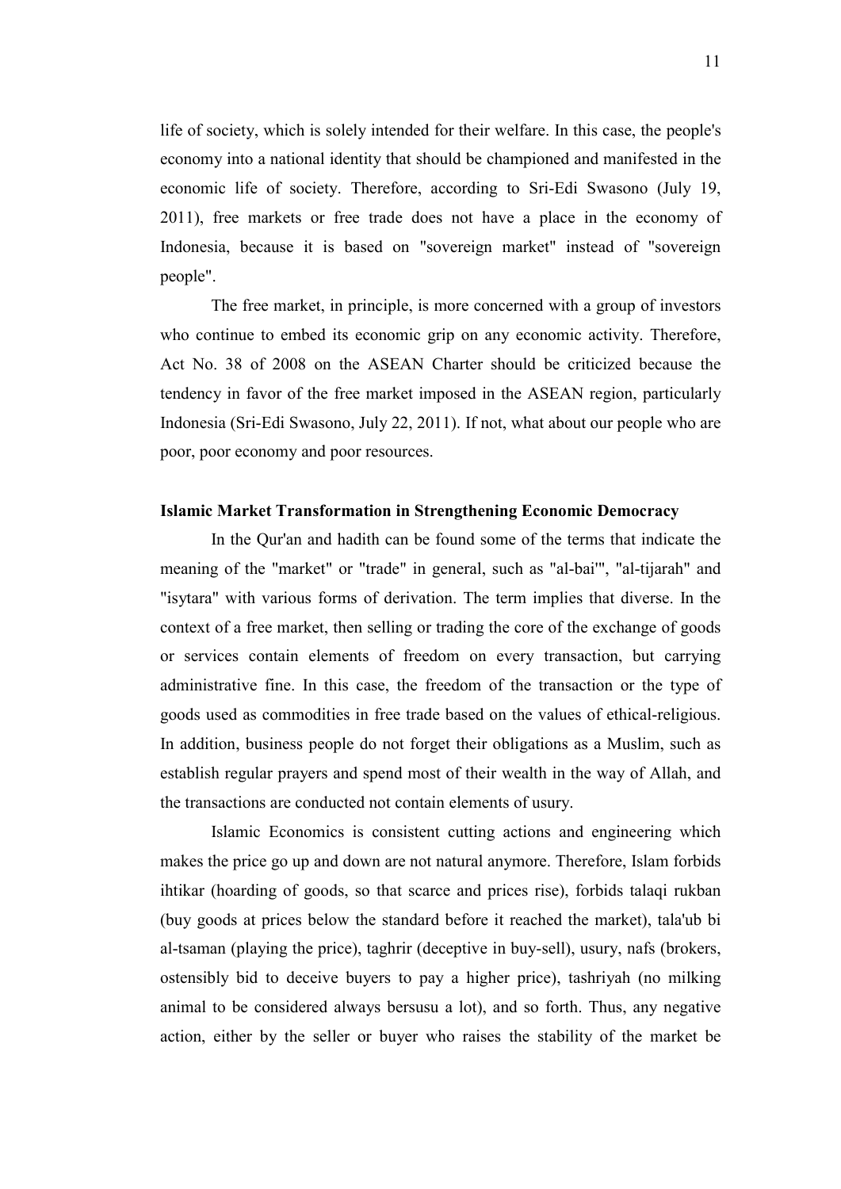life of society, which is solely intended for their welfare. In this case, the people's economy into a national identity that should be championed and manifested in the economic life of society. Therefore, according to Sri-Edi Swasono (July 19, 2011), free markets or free trade does not have a place in the economy of Indonesia, because it is based on "sovereign market" instead of "sovereign people".

The free market, in principle, is more concerned with a group of investors who continue to embed its economic grip on any economic activity. Therefore, Act No. 38 of 2008 on the ASEAN Charter should be criticized because the tendency in favor of the free market imposed in the ASEAN region, particularly Indonesia (Sri-Edi Swasono, July 22, 2011). If not, what about our people who are poor, poor economy and poor resources.

**Islamic Market Transformation in Strengthening Economic Democracy**

In the Qur'an and hadith can be found some of the terms that indicate the meaning of the "market" or "trade" in general, such as "al-bai'", "al-tijarah" and "isytara" with various forms of derivation. The term implies that diverse. In the context of a free market, then selling or trading the core of the exchange of goods or services contain elements of freedom on every transaction, but carrying administrative fine. In this case, the freedom of the transaction or the type of goods used as commodities in free trade based on the values of ethical-religious. In addition, business people do not forget their obligations as a Muslim, such as establish regular prayers and spend most of their wealth in the way of Allah, and the transactions are conducted not contain elements of usury.

Islamic Economics is consistent cutting actions and engineering which makes the price go up and down are not natural anymore. Therefore, Islam forbids ihtikar (hoarding of goods, so that scarce and prices rise), forbids talaqi rukban (buy goods at prices below the standard before it reached the market), tala'ub bi al-tsaman (playing the price), taghrir (deceptive in buy-sell), usury, nafs (brokers, ostensibly bid to deceive buyers to pay a higher price), tashriyah (no milking animal to be considered always bersusu a lot), and so forth. Thus, any negative action, either by the seller or buyer who raises the stability of the market be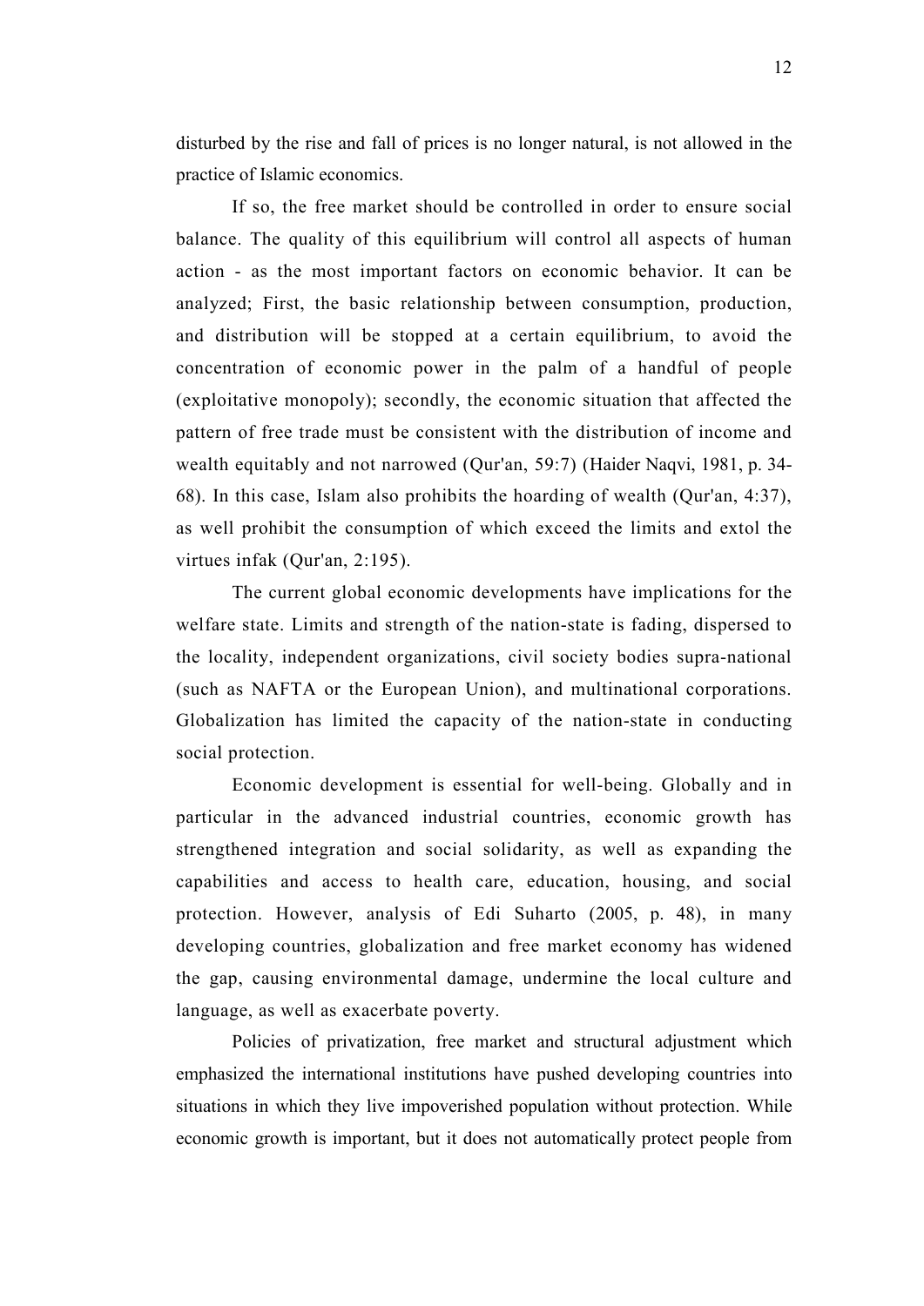disturbed by the rise and fall of prices is no longer natural, is not allowed in the practice of Islamic economics.

If so, the free market should be controlled in order to ensure social balance. The quality of this equilibrium will control all aspects of human action - as the most important factors on economic behavior. It can be analyzed; First, the basic relationship between consumption, production, and distribution will be stopped at a certain equilibrium, to avoid the concentration of economic power in the palm of a handful of people (exploitative monopoly); secondly, the economic situation that affected the pattern of free trade must be consistent with the distribution of income and wealth equitably and not narrowed (Qur'an, 59:7) (Haider Naqvi, 1981, p. 34-68). In this case, Islam also prohibits the hoarding of wealth (Qur'an, 4:37), as well prohibit the consumption of which exceed the limits and extol the virtues infak (Qur'an, 2:195).

The current global economic developments have implications for the welfare state. Limits and strength of the nation-state is fading, dispersed to the locality, independent organizations, civil society bodies supra-national (such as NAFTA or the European Union), and multinational corporations. Globalization has limited the capacity of the nation-state in conducting social protection.

Economic development is essential for well-being. Globally and in particular in the advanced industrial countries, economic growth has strengthened integration and social solidarity, as well as expanding the capabilities and access to health care, education, housing, and social protection. However, analysis of Edi Suharto (2005, p. 48), in many developing countries, globalization and free market economy has widened the gap, causing environmental damage, undermine the local culture and language, as well as exacerbate poverty.

Policies of privatization, free market and structural adjustment which emphasized the international institutions have pushed developing countries into situations in which they live impoverished population without protection. While economic growth is important, but it does not automatically protect people from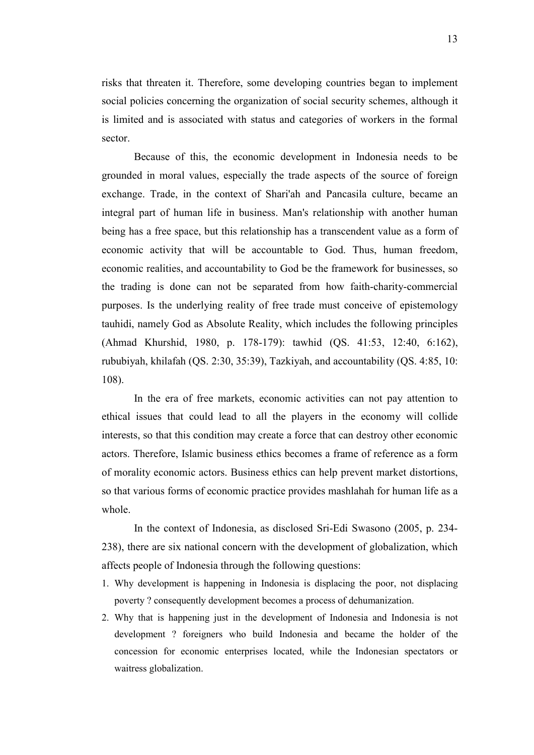risks that threaten it. Therefore, some developing countries began to implement social policies concerning the organization of social security schemes, although it is limited and is associated with status and categories of workers in the formal sector.

Because of this, the economic development in Indonesia needs to be grounded in moral values, especially the trade aspects of the source of foreign exchange. Trade, in the context of Shari'ah and Pancasila culture, became an integral part of human life in business. Man's relationship with another human being has a free space, but this relationship has a transcendent value as a form of economic activity that will be accountable to God. Thus, human freedom, economic realities, and accountability to God be the framework for businesses, so the trading is done can not be separated from how faith-charity-commercial purposes. Is the underlying reality of free trade must conceive of epistemology tauhidi, namely God as Absolute Reality, which includes the following principles (Ahmad Khurshid, 1980, p. 178-179): tawhid (QS. 41:53, 12:40, 6:162), rububiyah, khilafah (QS. 2:30, 35:39), Tazkiyah, and accountability (QS. 4:85, 10: 108).

In the era of free markets, economic activities can not pay attention to ethical issues that could lead to all the players in the economy will collide interests, so that this condition may create a force that can destroy other economic actors. Therefore, Islamic business ethics becomes a frame of reference as a form of morality economic actors. Business ethics can help prevent market distortions, so that various forms of economic practice provides mashlahah for human life as a whole.

In the context of Indonesia, as disclosed Sri-Edi Swasono (2005, p. 234-238), there are six national concern with the development of globalization, which affects people of Indonesia through the following questions:

1. Why development is happening in Indonesia is displacing the poor, not displacing poverty ? consequently development becomes a process of dehumanization.
2. Why that is happening just in the development of Indonesia and Indonesia is not development ? foreigners who build Indonesia and became the holder of the concession for economic enterprises located, while the Indonesian spectators or waitress globalization.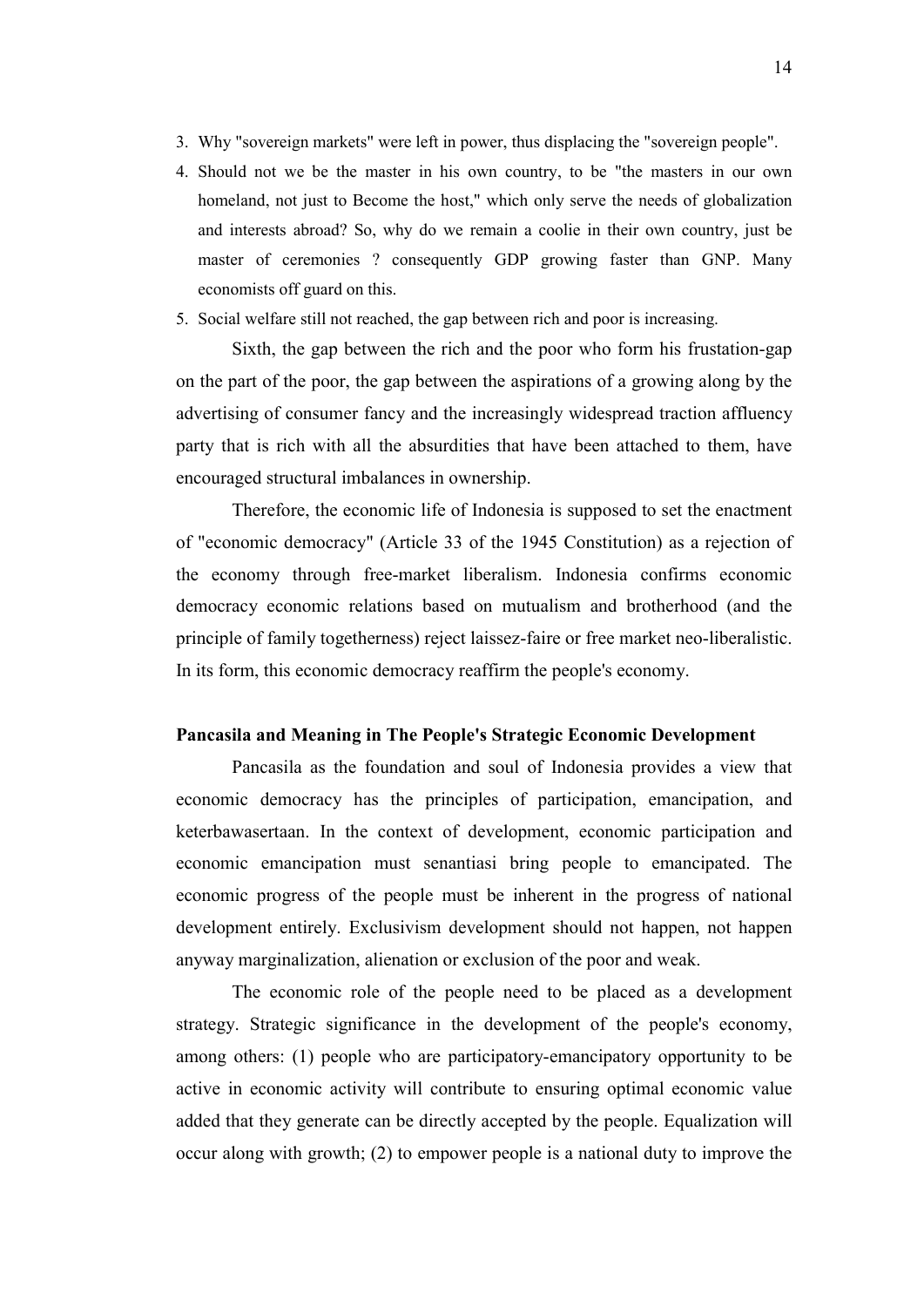3. Why "sovereign markets" were left in power, thus displacing the "sovereign people".
4. Should not we be the master in his own country, to be "the masters in our own homeland, not just to Become the host," which only serve the needs of globalization and interests abroad? So, why do we remain a coolie in their own country, just be master of ceremonies ? consequently GDP growing faster than GNP. Many economists off guard on this.
5. Social welfare still not reached, the gap between rich and poor is increasing.

Sixth, the gap between the rich and the poor who form his frustation-gap on the part of the poor, the gap between the aspirations of a growing along by the advertising of consumer fancy and the increasingly widespread traction affluency party that is rich with all the absurdities that have been attached to them, have encouraged structural imbalances in ownership.

Therefore, the economic life of Indonesia is supposed to set the enactment of "economic democracy" (Article 33 of the 1945 Constitution) as a rejection of the economy through free-market liberalism. Indonesia confirms economic democracy economic relations based on mutualism and brotherhood (and the principle of family togetherness) reject laissez-faire or free market neo-liberalistic. In its form, this economic democracy reaffirm the people's economy.

**Pancasila and Meaning in The People's Strategic Economic Development**

Pancasila as the foundation and soul of Indonesia provides a view that economic democracy has the principles of participation, emancipation, and keterbawasertaan. In the context of development, economic participation and economic emancipation must senantiasi bring people to emancipated. The economic progress of the people must be inherent in the progress of national development entirely. Exclusivism development should not happen, not happen anyway marginalization, alienation or exclusion of the poor and weak.

The economic role of the people need to be placed as a development strategy. Strategic significance in the development of the people's economy, among others: (1) people who are participatory-emancipatory opportunity to be active in economic activity will contribute to ensuring optimal economic value added that they generate can be directly accepted by the people. Equalization will occur along with growth; (2) to empower people is a national duty to improve the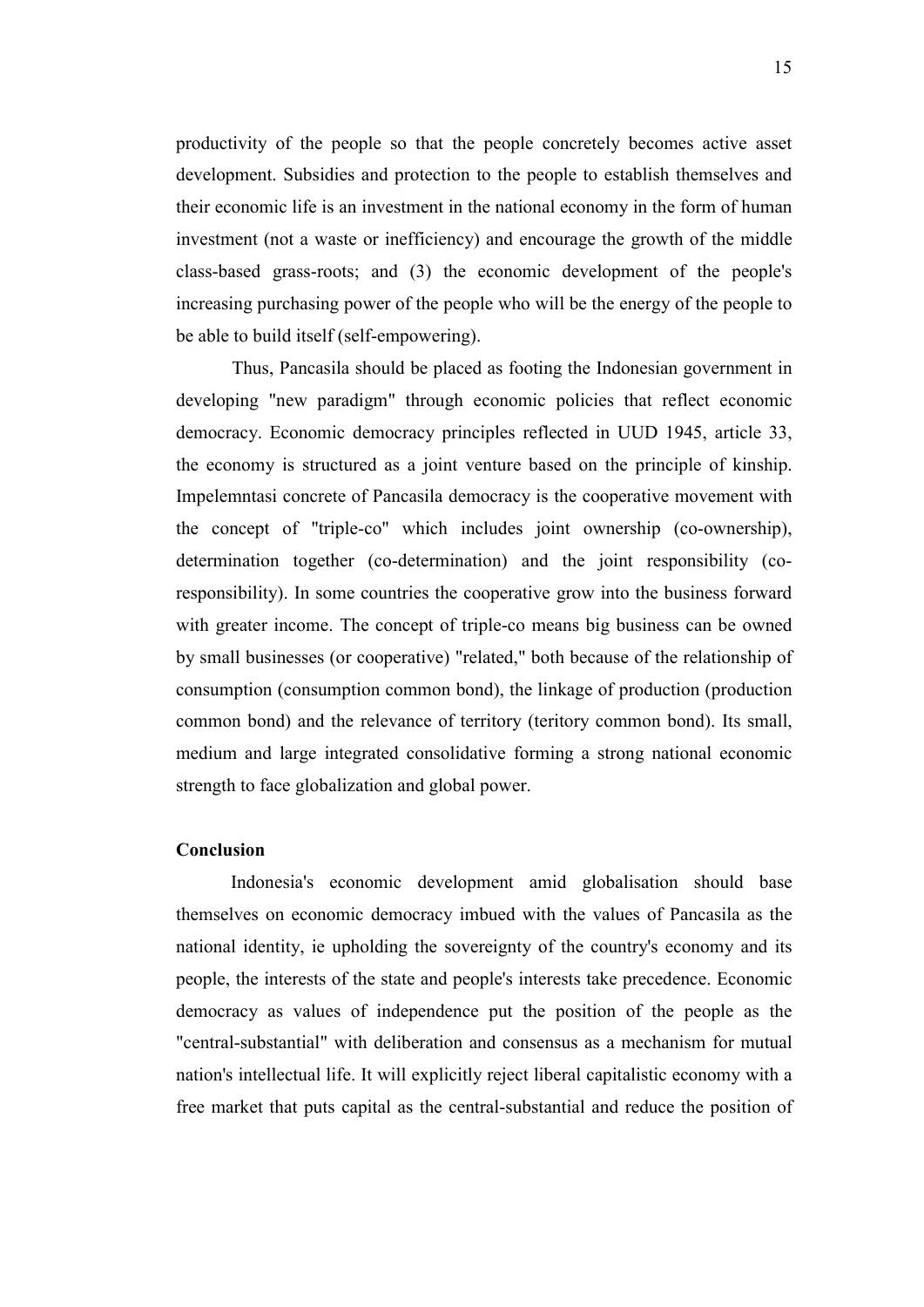productivity of the people so that the people concretely becomes active asset development. Subsidies and protection to the people to establish themselves and their economic life is an investment in the national economy in the form of human investment (not a waste or inefficiency) and encourage the growth of the middle class-based grass-roots; and (3) the economic development of the people's increasing purchasing power of the people who will be the energy of the people to be able to build itself (self-empowering).

Thus, Pancasila should be placed as footing the Indonesian government in developing "new paradigm" through economic policies that reflect economic democracy. Economic democracy principles reflected in UUD 1945, article 33, the economy is structured as a joint venture based on the principle of kinship. Impelemntasi concrete of Pancasila democracy is the cooperative movement with the concept of "triple-co" which includes joint ownership (co-ownership), determination together (co-determination) and the joint responsibility (co-responsibility). In some countries the cooperative grow into the business forward with greater income. The concept of triple-co means big business can be owned by small businesses (or cooperative) "related," both because of the relationship of consumption (consumption common bond), the linkage of production (production common bond) and the relevance of territory (teritory common bond). Its small, medium and large integrated consolidative forming a strong national economic strength to face globalization and global power.

**Conclusion**

Indonesia's economic development amid globalisation should base themselves on economic democracy imbued with the values of Pancasila as the national identity, ie upholding the sovereignty of the country's economy and its people, the interests of the state and people's interests take precedence. Economic democracy as values of independence put the position of the people as the "central-substantial" with deliberation and consensus as a mechanism for mutual nation's intellectual life. It will explicitly reject liberal capitalistic economy with a free market that puts capital as the central-substantial and reduce the position of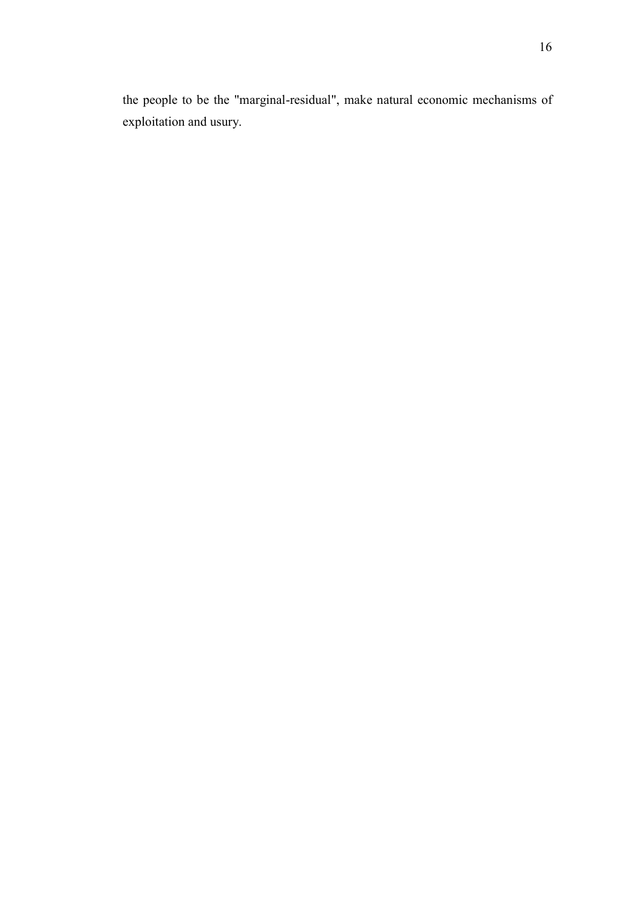the people to be the "marginal-residual", make natural economic mechanisms of exploitation and usury.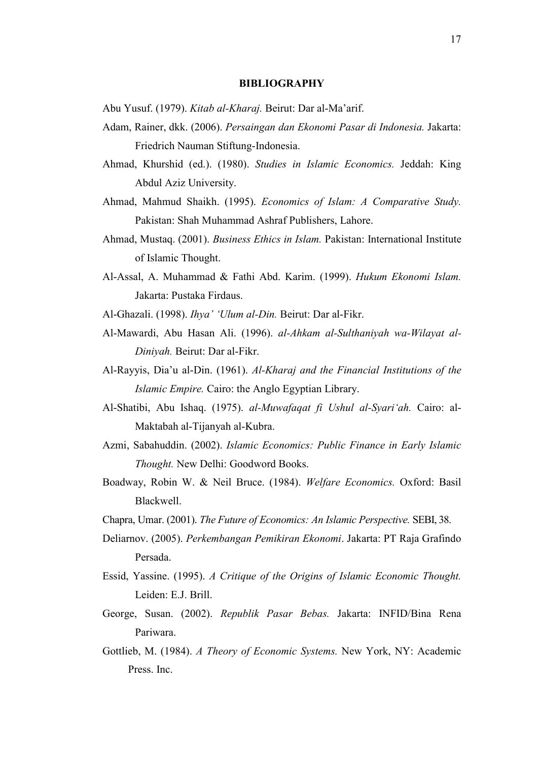## BIBLIOGRAPHY

Abu Yusuf. (1979). *Kitab al-Kharaj.* Beirut: Dar al-Ma'arif.

Adam, Rainer, dkk. (2006). *Persaingan dan Ekonomi Pasar di Indonesia.* Jakarta: Friedrich Nauman Stiftung-Indonesia.

Ahmad, Khurshid (ed.). (1980). *Studies in Islamic Economics.* Jeddah: King Abdul Aziz University.

Ahmad, Mahmud Shaikh. (1995). *Economics of Islam: A Comparative Study.* Pakistan: Shah Muhammad Ashraf Publishers, Lahore.

Ahmad, Mustaq. (2001). *Business Ethics in Islam.* Pakistan: International Institute of Islamic Thought.

Al-Assal, A. Muhammad & Fathi Abd. Karim. (1999). *Hukum Ekonomi Islam.* Jakarta: Pustaka Firdaus.

Al-Ghazali. (1998). *Ihya' 'Ulum al-Din.* Beirut: Dar al-Fikr.

Al-Mawardi, Abu Hasan Ali. (1996). *al-Ahkam al-Sulthaniyah wa-Wilayat al-Diniyah.* Beirut: Dar al-Fikr.

Al-Rayyis, Dia'u al-Din. (1961). *Al-Kharaj and the Financial Institutions of the Islamic Empire.* Cairo: the Anglo Egyptian Library.

Al-Shatibi, Abu Ishaq. (1975). *al-Muwafaqat fi Ushul al-Syari'ah.* Cairo: al-Maktabah al-Tijanyah al-Kubra.

Azmi, Sabahuddin. (2002). *Islamic Economics: Public Finance in Early Islamic Thought.* New Delhi: Goodword Books.

Boadway, Robin W. & Neil Bruce. (1984). *Welfare Economics.* Oxford: Basil Blackwell.

Chapra, Umar. (2001). *The Future of Economics: An Islamic Perspective.* SEBI, 38.

Deliarnov. (2005). *Perkembangan Pemikiran Ekonomi*. Jakarta: PT Raja Grafindo Persada.

Essid, Yassine. (1995). *A Critique of the Origins of Islamic Economic Thought.* Leiden: E.J. Brill.

George, Susan. (2002). *Republik Pasar Bebas.* Jakarta: INFID/Bina Rena Pariwara.

Gottlieb, M. (1984). *A Theory of Economic Systems.* New York, NY: Academic Press. Inc.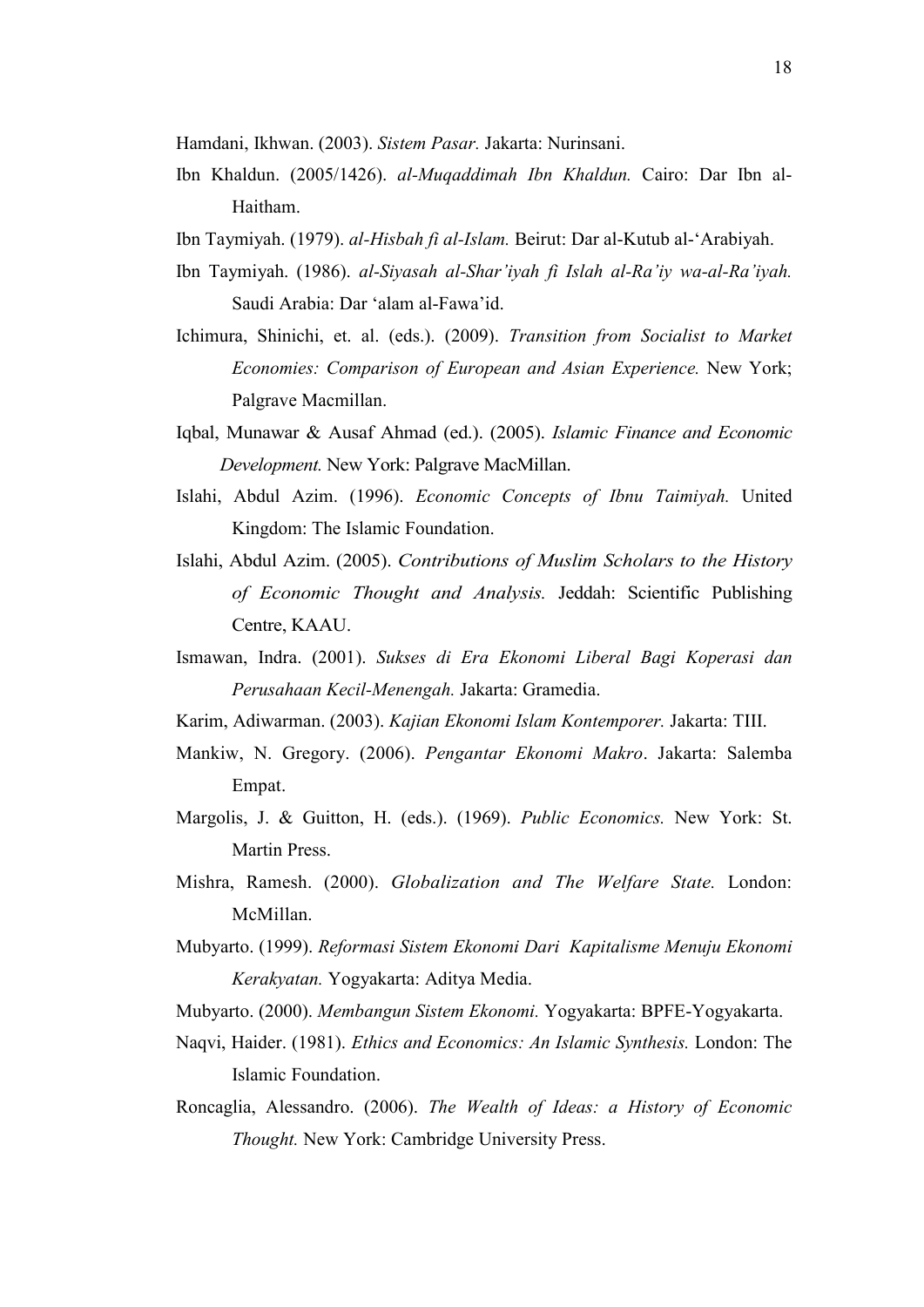Hamdani, Ikhwan. (2003). *Sistem Pasar.* Jakarta: Nurinsani.

Ibn Khaldun. (2005/1426). *al-Muqaddimah Ibn Khaldun.* Cairo: Dar Ibn al-Haitham.

Ibn Taymiyah. (1979). *al-Hisbah fi al-Islam.* Beirut: Dar al-Kutub al-'Arabiyah.

Ibn Taymiyah. (1986). *al-Siyasah al-Shar'iyah fi Islah al-Ra'iy wa-al-Ra'iyah.* Saudi Arabia: Dar 'alam al-Fawa'id.

Ichimura, Shinichi, et. al. (eds.). (2009). *Transition from Socialist to Market Economies: Comparison of European and Asian Experience.* New York; Palgrave Macmillan.

Iqbal, Munawar & Ausaf Ahmad (ed.). (2005). *Islamic Finance and Economic Development.* New York: Palgrave MacMillan.

Islahi, Abdul Azim. (1996). *Economic Concepts of Ibnu Taimiyah.* United Kingdom: The Islamic Foundation.

Islahi, Abdul Azim. (2005). *Contributions of Muslim Scholars to the History of Economic Thought and Analysis.* Jeddah: Scientific Publishing Centre, KAAU.

Ismawan, Indra. (2001). *Sukses di Era Ekonomi Liberal Bagi Koperasi dan Perusahaan Kecil-Menengah.* Jakarta: Gramedia.

Karim, Adiwarman. (2003). *Kajian Ekonomi Islam Kontemporer.* Jakarta: TIII.

Mankiw, N. Gregory. (2006). *Pengantar Ekonomi Makro*. Jakarta: Salemba Empat.

Margolis, J. & Guitton, H. (eds.). (1969). *Public Economics.* New York: St. Martin Press.

Mishra, Ramesh. (2000). *Globalization and The Welfare State.* London: McMillan.

Mubyarto. (1999). *Reformasi Sistem Ekonomi Dari Kapitalisme Menuju Ekonomi Kerakyatan.* Yogyakarta: Aditya Media.

Mubyarto. (2000). *Membangun Sistem Ekonomi.* Yogyakarta: BPFE-Yogyakarta.

Naqvi, Haider. (1981). *Ethics and Economics: An Islamic Synthesis.* London: The Islamic Foundation.

Roncaglia, Alessandro. (2006). *The Wealth of Ideas: a History of Economic Thought.* New York: Cambridge University Press.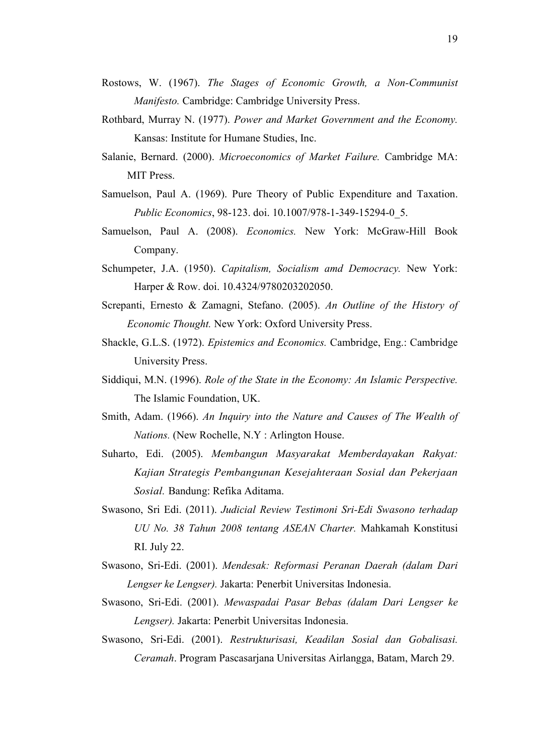Rostows, W. (1967). *The Stages of Economic Growth, a Non-Communist Manifesto.* Cambridge: Cambridge University Press.

Rothbard, Murray N. (1977). *Power and Market Government and the Economy.* Kansas: Institute for Humane Studies, Inc.

Salanie, Bernard. (2000). *Microeconomics of Market Failure.* Cambridge MA: MIT Press.

Samuelson, Paul A. (1969). Pure Theory of Public Expenditure and Taxation. *Public Economics*, 98-123. doi. 10.1007/978-1-349-15294-0_5.

Samuelson, Paul A. (2008). *Economics.* New York: McGraw-Hill Book Company.

Schumpeter, J.A. (1950). *Capitalism, Socialism amd Democracy.* New York: Harper & Row. doi. 10.4324/9780203202050.

Screpanti, Ernesto & Zamagni, Stefano. (2005). *An Outline of the History of Economic Thought.* New York: Oxford University Press.

Shackle, G.L.S. (1972). *Epistemics and Economics.* Cambridge, Eng.: Cambridge University Press.

Siddiqui, M.N. (1996). *Role of the State in the Economy: An Islamic Perspective.* The Islamic Foundation, UK.

Smith, Adam. (1966). *An Inquiry into the Nature and Causes of The Wealth of Nations.* (New Rochelle, N.Y : Arlington House.

Suharto, Edi. (2005). *Membangun Masyarakat Memberdayakan Rakyat: Kajian Strategis Pembangunan Kesejahteraan Sosial dan Pekerjaan Sosial.* Bandung: Refika Aditama.

Swasono, Sri Edi. (2011). *Judicial Review Testimoni Sri-Edi Swasono terhadap UU No. 38 Tahun 2008 tentang ASEAN Charter.* Mahkamah Konstitusi RI. July 22.

Swasono, Sri-Edi. (2001). *Mendesak: Reformasi Peranan Daerah (dalam Dari Lengser ke Lengser).* Jakarta: Penerbit Universitas Indonesia.

Swasono, Sri-Edi. (2001). *Mewaspadai Pasar Bebas (dalam Dari Lengser ke Lengser).* Jakarta: Penerbit Universitas Indonesia.

Swasono, Sri-Edi. (2001). *Restrukturisasi, Keadilan Sosial dan Gobalisasi. Ceramah*. Program Pascasarjana Universitas Airlangga, Batam, March 29.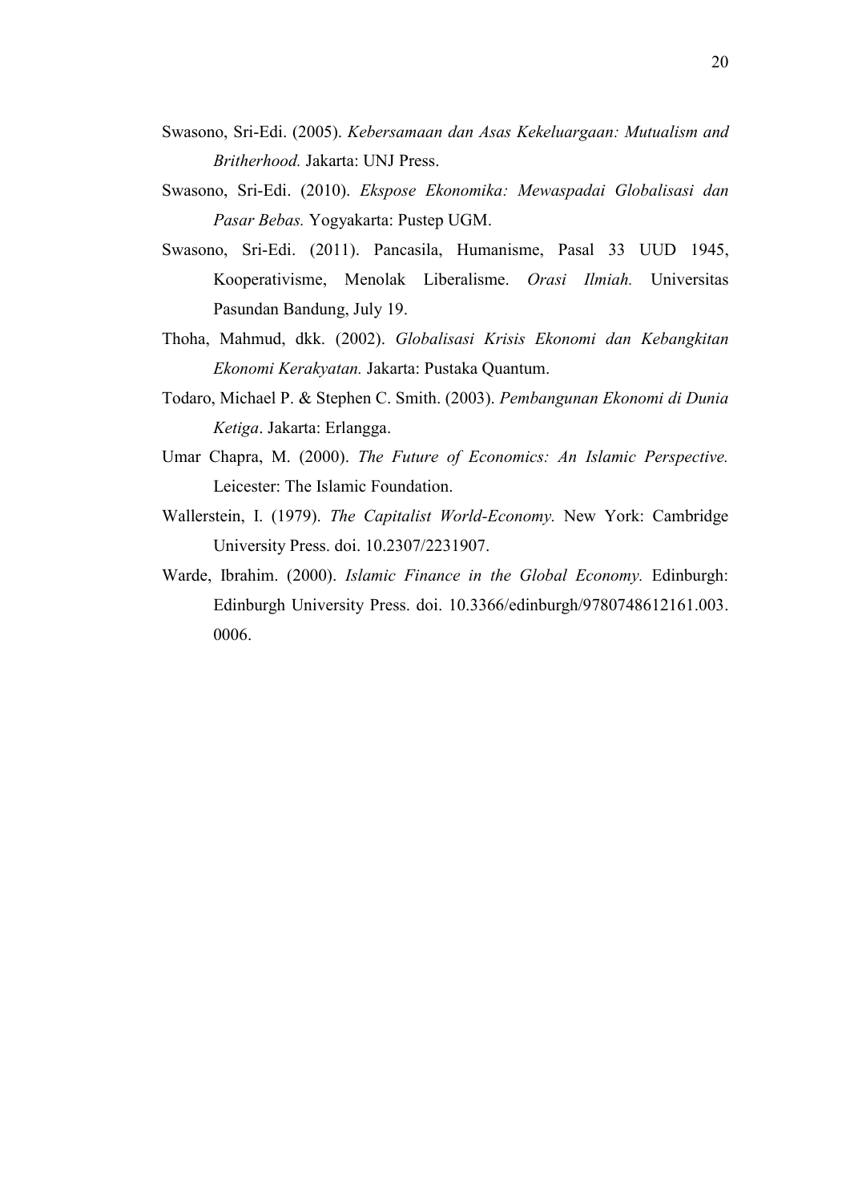Swasono, Sri-Edi. (2005). *Kebersamaan dan Asas Kekeluargaan: Mutualism and Britherhood.* Jakarta: UNJ Press.

Swasono, Sri-Edi. (2010). *Ekspose Ekonomika: Mewaspadai Globalisasi dan Pasar Bebas.* Yogyakarta: Pustep UGM.

Swasono, Sri-Edi. (2011). Pancasila, Humanisme, Pasal 33 UUD 1945, Kooperativisme, Menolak Liberalisme. *Orasi Ilmiah.* Universitas Pasundan Bandung, July 19.

Thoha, Mahmud, dkk. (2002). *Globalisasi Krisis Ekonomi dan Kebangkitan Ekonomi Kerakyatan.* Jakarta: Pustaka Quantum.

Todaro, Michael P. & Stephen C. Smith. (2003). *Pembangunan Ekonomi di Dunia Ketiga*. Jakarta: Erlangga.

Umar Chapra, M. (2000). *The Future of Economics: An Islamic Perspective.* Leicester: The Islamic Foundation.

Wallerstein, I. (1979). *The Capitalist World-Economy.* New York: Cambridge University Press. doi. 10.2307/2231907.

Warde, Ibrahim. (2000). *Islamic Finance in the Global Economy.* Edinburgh: Edinburgh University Press. doi. 10.3366/edinburgh/9780748612161.003.0006.